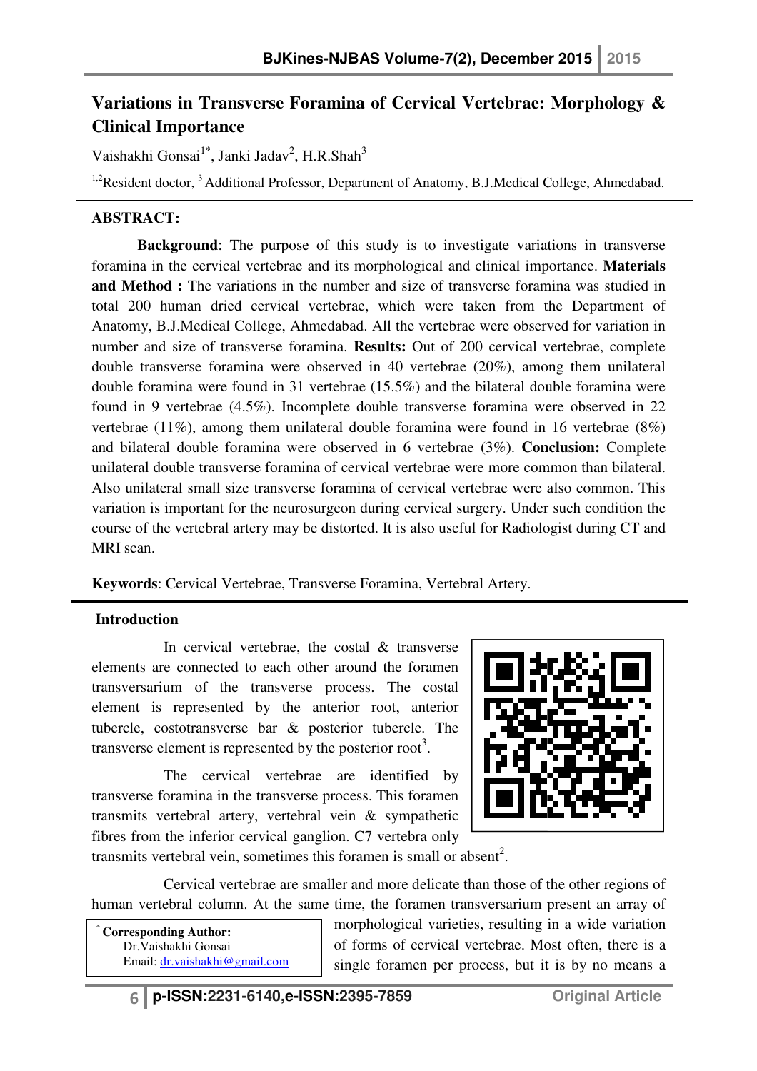# Variations in Transverse Foramina of Cervical Vertebrae: Morphology & Clinical Importance

Vaishakhi Gonsai[1*], Janki Jadav[2], H.R.Shah[3]

[1,2]Resident doctor, [3]Additional Professor, Department of Anatomy, B.J.Medical College, Ahmedabad.

## ABSTRACT:

**Background**: The purpose of this study is to investigate variations in transverse foramina in the cervical vertebrae and its morphological and clinical importance. **Materials and Method :** The variations in the number and size of transverse foramina was studied in total 200 human dried cervical vertebrae, which were taken from the Department of Anatomy, B.J.Medical College, Ahmedabad. All the vertebrae were observed for variation in number and size of transverse foramina. **Results:** Out of 200 cervical vertebrae, complete double transverse foramina were observed in 40 vertebrae (20%), among them unilateral double foramina were found in 31 vertebrae (15.5%) and the bilateral double foramina were found in 9 vertebrae (4.5%). Incomplete double transverse foramina were observed in 22 vertebrae (11%), among them unilateral double foramina were found in 16 vertebrae (8%) and bilateral double foramina were observed in 6 vertebrae (3%). **Conclusion:** Complete unilateral double transverse foramina of cervical vertebrae were more common than bilateral. Also unilateral small size transverse foramina of cervical vertebrae were also common. This variation is important for the neurosurgeon during cervical surgery. Under such condition the course of the vertebral artery may be distorted. It is also useful for Radiologist during CT and MRI scan.

**Keywords**: Cervical Vertebrae, Transverse Foramina, Vertebral Artery.

## Introduction

In cervical vertebrae, the costal & transverse elements are connected to each other around the foramen transversarium of the transverse process. The costal element is represented by the anterior root, anterior tubercle, costotransverse bar & posterior tubercle. The transverse element is represented by the posterior root[3].

The cervical vertebrae are identified by transverse foramina in the transverse process. This foramen transmits vertebral artery, vertebral vein & sympathetic fibres from the inferior cervical ganglion. C7 vertebra only transmits vertebral vein, sometimes this foramen is small or absent[2].

Cervical vertebrae are smaller and more delicate than those of the other regions of human vertebral column. At the same time, the foramen transversarium present an array of morphological varieties, resulting in a wide variation of forms of cervical vertebrae. Most often, there is a single foramen per process, but it is by no means a

* **Corresponding Author:**
Dr.Vaishakhi Gonsai
Email: dr.vaishakhi@gmail.com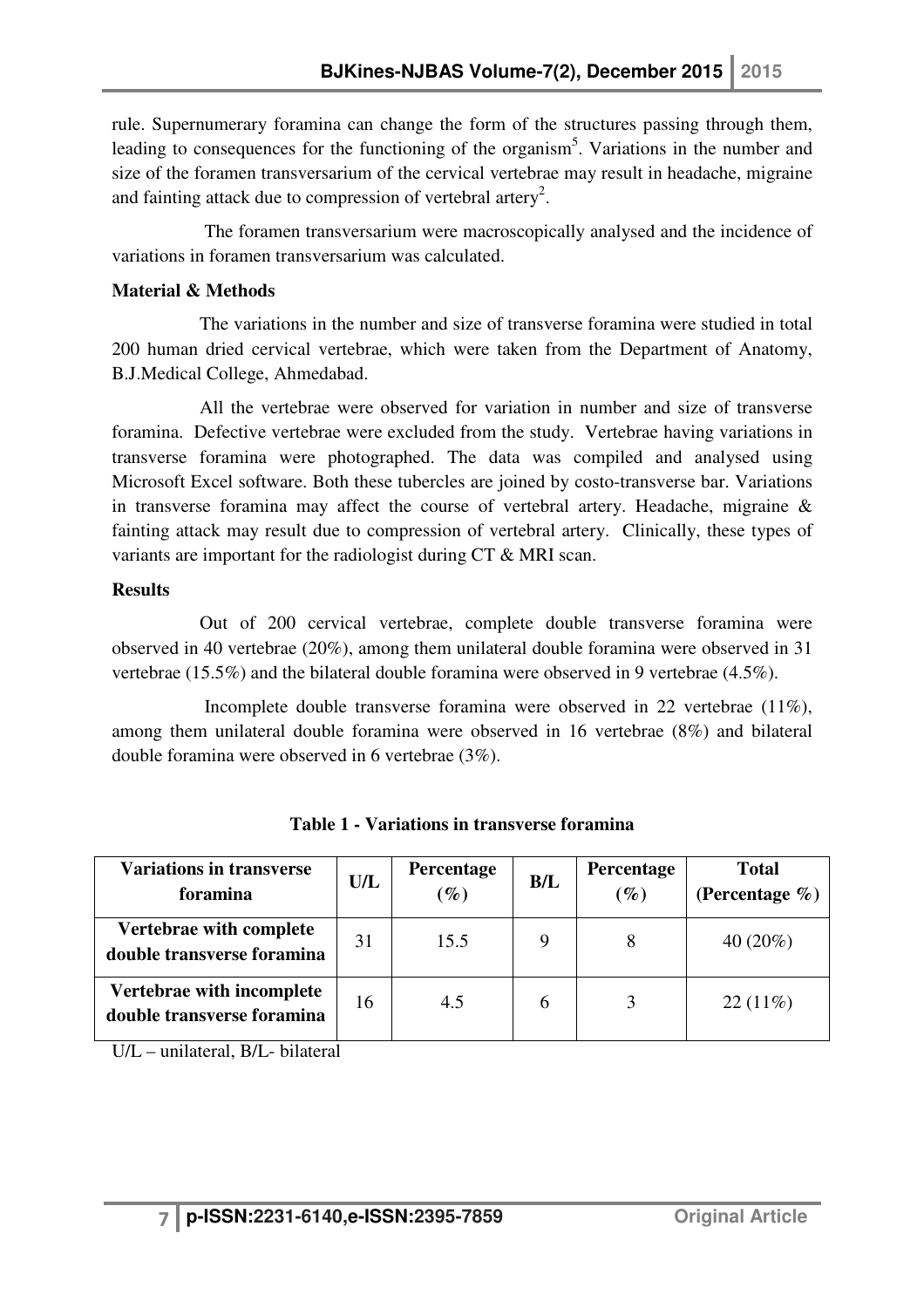rule. Supernumerary foramina can change the form of the structures passing through them, leading to consequences for the functioning of the organism[5]. Variations in the number and size of the foramen transversarium of the cervical vertebrae may result in headache, migraine and fainting attack due to compression of vertebral artery[2].

The foramen transversarium were macroscopically analysed and the incidence of variations in foramen transversarium was calculated.

**Material & Methods**

The variations in the number and size of transverse foramina were studied in total 200 human dried cervical vertebrae, which were taken from the Department of Anatomy, B.J.Medical College, Ahmedabad.

All the vertebrae were observed for variation in number and size of transverse foramina. Defective vertebrae were excluded from the study. Vertebrae having variations in transverse foramina were photographed. The data was compiled and analysed using Microsoft Excel software. Both these tubercles are joined by costo-transverse bar. Variations in transverse foramina may affect the course of vertebral artery. Headache, migraine & fainting attack may result due to compression of vertebral artery. Clinically, these types of variants are important for the radiologist during CT & MRI scan.

**Results**

Out of 200 cervical vertebrae, complete double transverse foramina were observed in 40 vertebrae (20%), among them unilateral double foramina were observed in 31 vertebrae (15.5%) and the bilateral double foramina were observed in 9 vertebrae (4.5%).

Incomplete double transverse foramina were observed in 22 vertebrae (11%), among them unilateral double foramina were observed in 16 vertebrae (8%) and bilateral double foramina were observed in 6 vertebrae (3%).

**Table 1 - Variations in transverse foramina**

| Variations in transverse foramina | U/L | Percentage (%) | B/L | Percentage (%) | Total (Percentage %) |
|---|---|---|---|---|---|
| Vertebrae with complete double transverse foramina | 31 | 15.5 | 9 | 8 | 40 (20%) |
| Vertebrae with incomplete double transverse foramina | 16 | 4.5 | 6 | 3 | 22 (11%) |

U/L – unilateral, B/L- bilateral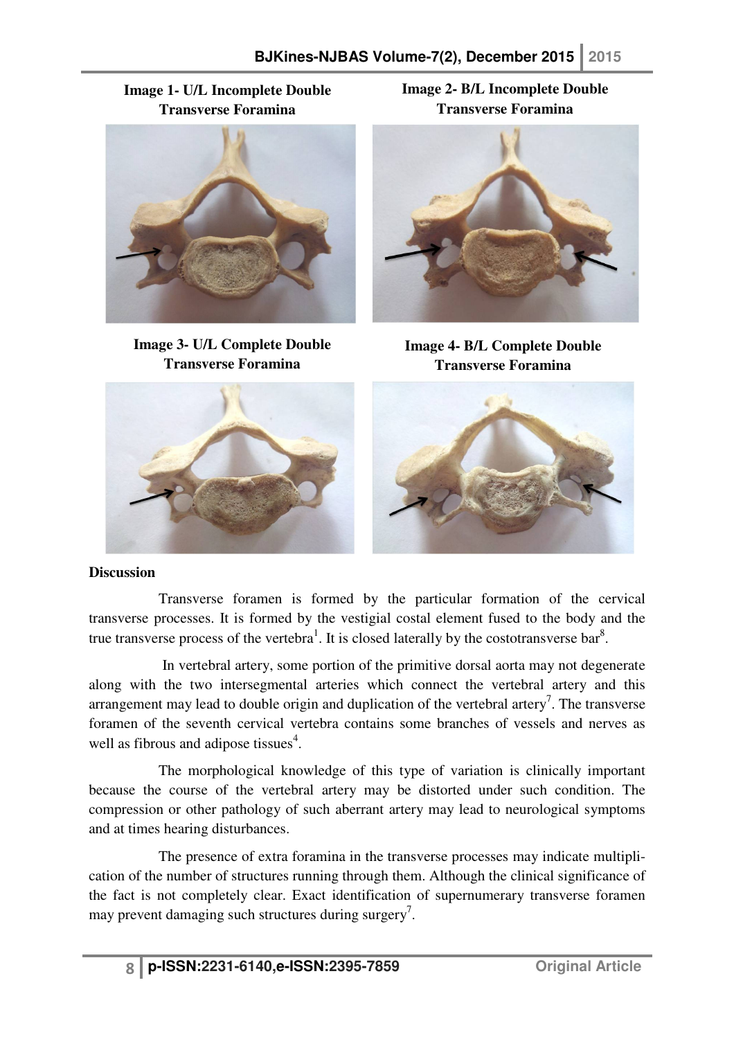**Image 1- U/L Incomplete Double Transverse Foramina**

**Image 2- B/L Incomplete Double Transverse Foramina**

**Image 3- U/L Complete Double Transverse Foramina**

**Image 4- B/L Complete Double Transverse Foramina**

## Discussion

Transverse foramen is formed by the particular formation of the cervical transverse processes. It is formed by the vestigial costal element fused to the body and the true transverse process of the vertebra[1]. It is closed laterally by the costotransverse bar[8].

In vertebral artery, some portion of the primitive dorsal aorta may not degenerate along with the two intersegmental arteries which connect the vertebral artery and this arrangement may lead to double origin and duplication of the vertebral artery[7]. The transverse foramen of the seventh cervical vertebra contains some branches of vessels and nerves as well as fibrous and adipose tissues[4].

The morphological knowledge of this type of variation is clinically important because the course of the vertebral artery may be distorted under such condition. The compression or other pathology of such aberrant artery may lead to neurological symptoms and at times hearing disturbances.

The presence of extra foramina in the transverse processes may indicate multiplication of the number of structures running through them. Although the clinical significance of the fact is not completely clear. Exact identification of supernumerary transverse foramen may prevent damaging such structures during surgery[7].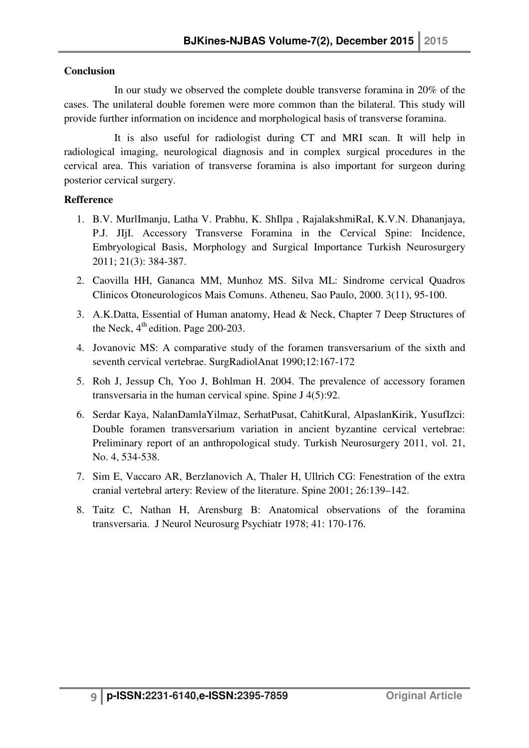**Conclusion**

In our study we observed the complete double transverse foramina in 20% of the cases. The unilateral double foremen were more common than the bilateral. This study will provide further information on incidence and morphological basis of transverse foramina.

It is also useful for radiologist during CT and MRI scan. It will help in radiological imaging, neurological diagnosis and in complex surgical procedures in the cervical area. This variation of transverse foramina is also important for surgeon during posterior cervical surgery.

**Refference**

1. B.V. MurlImanju, Latha V. Prabhu, K. ShIlpa , RajalakshmiRaI, K.V.N. Dhananjaya, P.J. JIjI. Accessory Transverse Foramina in the Cervical Spine: Incidence, Embryological Basis, Morphology and Surgical Importance Turkish Neurosurgery 2011; 21(3): 384-387.
2. Caovilla HH, Gananca MM, Munhoz MS. Silva ML: Sindrome cervical Quadros Clinicos Otoneurologicos Mais Comuns. Atheneu, Sao Paulo, 2000. 3(11), 95-100.
3. A.K.Datta, Essential of Human anatomy, Head & Neck, Chapter 7 Deep Structures of the Neck, 4th edition. Page 200-203.
4. Jovanovic MS: A comparative study of the foramen transversarium of the sixth and seventh cervical vertebrae. SurgRadiolAnat 1990;12:167-172
5. Roh J, Jessup Ch, Yoo J, Bohlman H. 2004. The prevalence of accessory foramen transversaria in the human cervical spine. Spine J 4(5):92.
6. Serdar Kaya, NalanDamlaYilmaz, SerhatPusat, CahitKural, AlpaslanKirik, YusufIzci: Double foramen transversarium variation in ancient byzantine cervical vertebrae: Preliminary report of an anthropological study. Turkish Neurosurgery 2011, vol. 21, No. 4, 534-538.
7. Sim E, Vaccaro AR, Berzlanovich A, Thaler H, Ullrich CG: Fenestration of the extra cranial vertebral artery: Review of the literature. Spine 2001; 26:139–142.
8. Taitz C, Nathan H, Arensburg B: Anatomical observations of the foramina transversaria. J Neurol Neurosurg Psychiatr 1978; 41: 170-176.